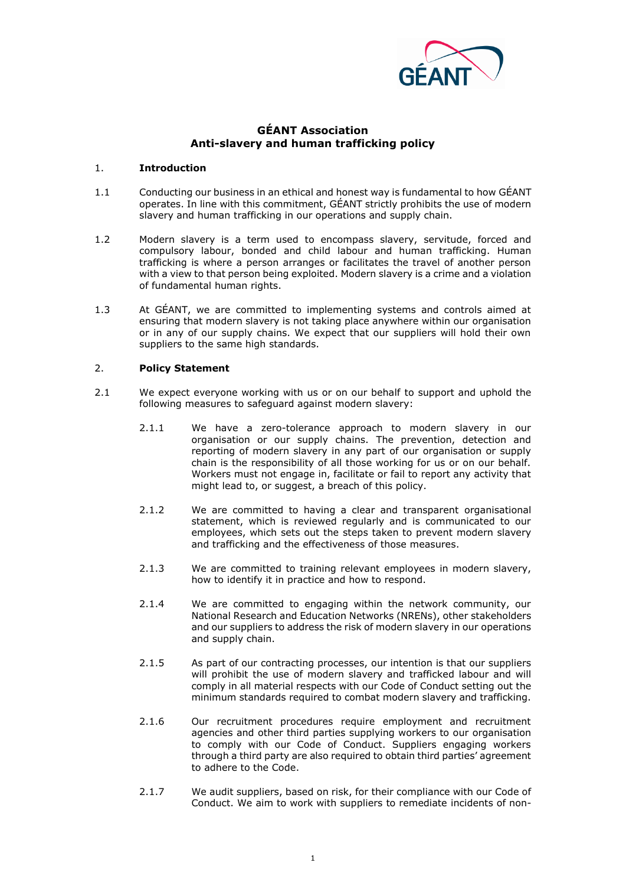## GÉANT Association
## Anti-slavery and human trafficking policy

1. **Introduction**

1.1 Conducting our business in an ethical and honest way is fundamental to how GÉANT operates. In line with this commitment, GÉANT strictly prohibits the use of modern slavery and human trafficking in our operations and supply chain.

1.2 Modern slavery is a term used to encompass slavery, servitude, forced and compulsory labour, bonded and child labour and human trafficking. Human trafficking is where a person arranges or facilitates the travel of another person with a view to that person being exploited. Modern slavery is a crime and a violation of fundamental human rights.

1.3 At GÉANT, we are committed to implementing systems and controls aimed at ensuring that modern slavery is not taking place anywhere within our organisation or in any of our supply chains. We expect that our suppliers will hold their own suppliers to the same high standards.

2. **Policy Statement**

2.1 We expect everyone working with us or on our behalf to support and uphold the following measures to safeguard against modern slavery:

2.1.1 We have a zero-tolerance approach to modern slavery in our organisation or our supply chains. The prevention, detection and reporting of modern slavery in any part of our organisation or supply chain is the responsibility of all those working for us or on our behalf. Workers must not engage in, facilitate or fail to report any activity that might lead to, or suggest, a breach of this policy.

2.1.2 We are committed to having a clear and transparent organisational statement, which is reviewed regularly and is communicated to our employees, which sets out the steps taken to prevent modern slavery and trafficking and the effectiveness of those measures.

2.1.3 We are committed to training relevant employees in modern slavery, how to identify it in practice and how to respond.

2.1.4 We are committed to engaging within the network community, our National Research and Education Networks (NRENs), other stakeholders and our suppliers to address the risk of modern slavery in our operations and supply chain.

2.1.5 As part of our contracting processes, our intention is that our suppliers will prohibit the use of modern slavery and trafficked labour and will comply in all material respects with our Code of Conduct setting out the minimum standards required to combat modern slavery and trafficking.

2.1.6 Our recruitment procedures require employment and recruitment agencies and other third parties supplying workers to our organisation to comply with our Code of Conduct. Suppliers engaging workers through a third party are also required to obtain third parties' agreement to adhere to the Code.

2.1.7 We audit suppliers, based on risk, for their compliance with our Code of Conduct. We aim to work with suppliers to remediate incidents of non-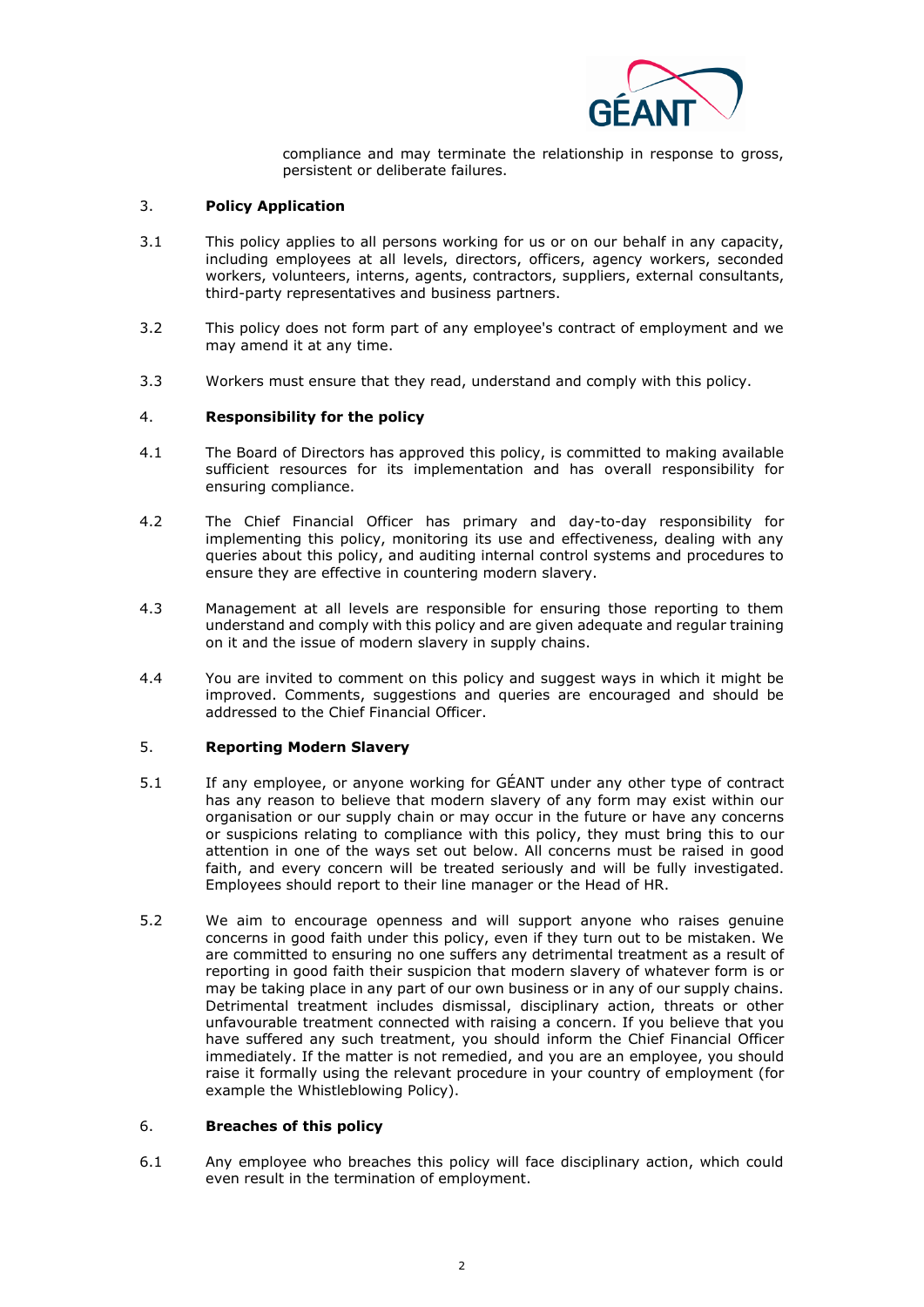compliance and may terminate the relationship in response to gross, persistent or deliberate failures.

## 3. Policy Application

3.1 This policy applies to all persons working for us or on our behalf in any capacity, including employees at all levels, directors, officers, agency workers, seconded workers, volunteers, interns, agents, contractors, suppliers, external consultants, third-party representatives and business partners.

3.2 This policy does not form part of any employee's contract of employment and we may amend it at any time.

3.3 Workers must ensure that they read, understand and comply with this policy.

## 4. Responsibility for the policy

4.1 The Board of Directors has approved this policy, is committed to making available sufficient resources for its implementation and has overall responsibility for ensuring compliance.

4.2 The Chief Financial Officer has primary and day-to-day responsibility for implementing this policy, monitoring its use and effectiveness, dealing with any queries about this policy, and auditing internal control systems and procedures to ensure they are effective in countering modern slavery.

4.3 Management at all levels are responsible for ensuring those reporting to them understand and comply with this policy and are given adequate and regular training on it and the issue of modern slavery in supply chains.

4.4 You are invited to comment on this policy and suggest ways in which it might be improved. Comments, suggestions and queries are encouraged and should be addressed to the Chief Financial Officer.

## 5. Reporting Modern Slavery

5.1 If any employee, or anyone working for GÉANT under any other type of contract has any reason to believe that modern slavery of any form may exist within our organisation or our supply chain or may occur in the future or have any concerns or suspicions relating to compliance with this policy, they must bring this to our attention in one of the ways set out below. All concerns must be raised in good faith, and every concern will be treated seriously and will be fully investigated. Employees should report to their line manager or the Head of HR.

5.2 We aim to encourage openness and will support anyone who raises genuine concerns in good faith under this policy, even if they turn out to be mistaken. We are committed to ensuring no one suffers any detrimental treatment as a result of reporting in good faith their suspicion that modern slavery of whatever form is or may be taking place in any part of our own business or in any of our supply chains. Detrimental treatment includes dismissal, disciplinary action, threats or other unfavourable treatment connected with raising a concern. If you believe that you have suffered any such treatment, you should inform the Chief Financial Officer immediately. If the matter is not remedied, and you are an employee, you should raise it formally using the relevant procedure in your country of employment (for example the Whistleblowing Policy).

## 6. Breaches of this policy

6.1 Any employee who breaches this policy will face disciplinary action, which could even result in the termination of employment.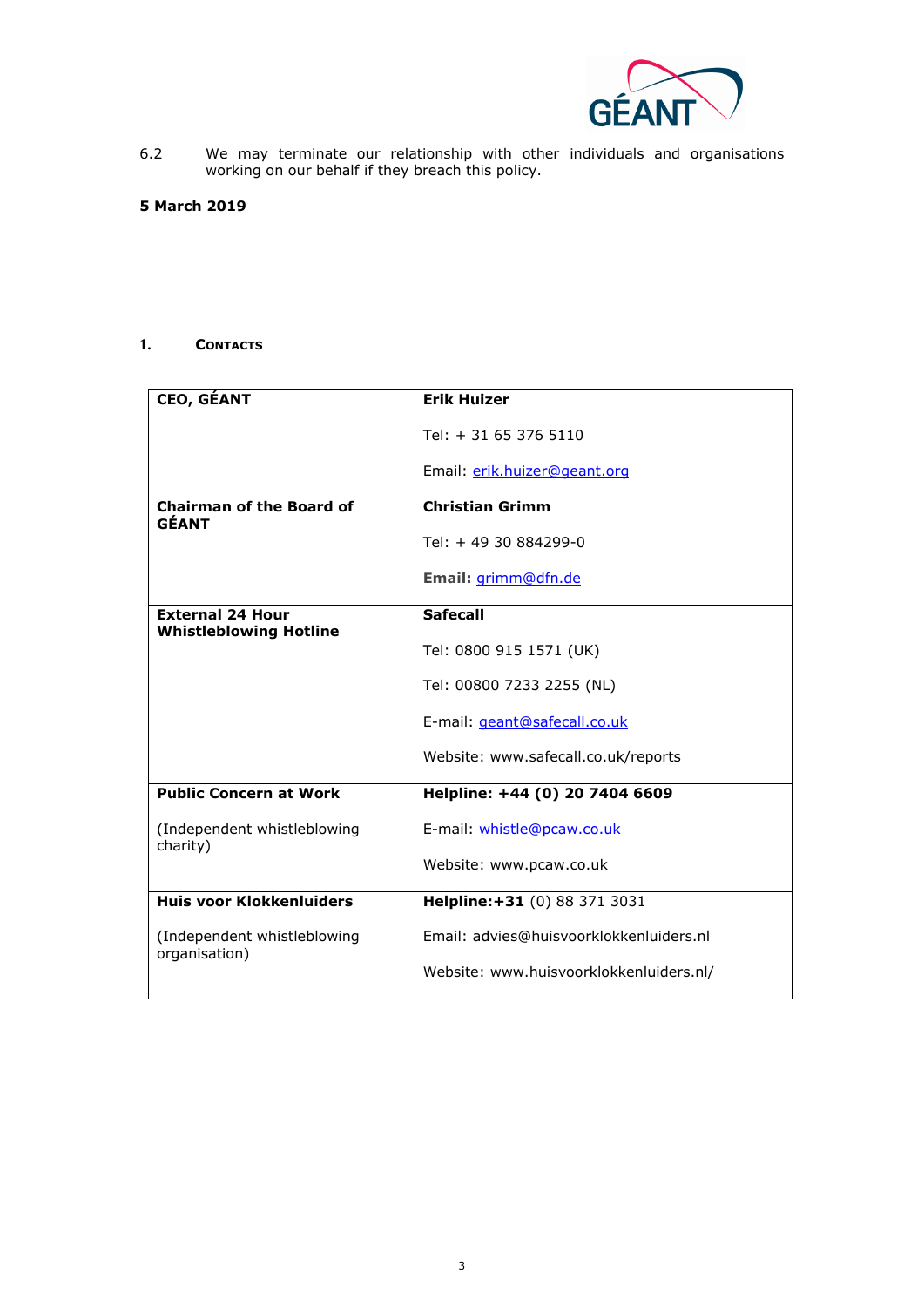6.2 We may terminate our relationship with other individuals and organisations working on our behalf if they breach this policy.

**5 March 2019**

## 1. CONTACTS

| | |
|---|---|
| **CEO, GÉANT** | **Erik Huizer**<br><br>Tel: + 31 65 376 5110<br><br>Email: erik.huizer@geant.org |
| **Chairman of the Board of GÉANT** | **Christian Grimm**<br><br>Tel: + 49 30 884299-0<br><br>**Email:** grimm@dfn.de |
| **External 24 Hour Whistleblowing Hotline** | **Safecall**<br><br>Tel: 0800 915 1571 (UK)<br><br>Tel: 00800 7233 2255 (NL)<br><br>E-mail: geant@safecall.co.uk<br><br>Website: www.safecall.co.uk/reports |
| **Public Concern at Work**<br><br>(Independent whistleblowing charity) | **Helpline: +44 (0) 20 7404 6609**<br><br>E-mail: whistle@pcaw.co.uk<br><br>Website: www.pcaw.co.uk |
| **Huis voor Klokkenluiders**<br><br>(Independent whistleblowing organisation) | **Helpline:+31** (0) 88 371 3031<br><br>Email: advies@huisvoorklokkenluiders.nl<br><br>Website: www.huisvoorklokkenluiders.nl/ |